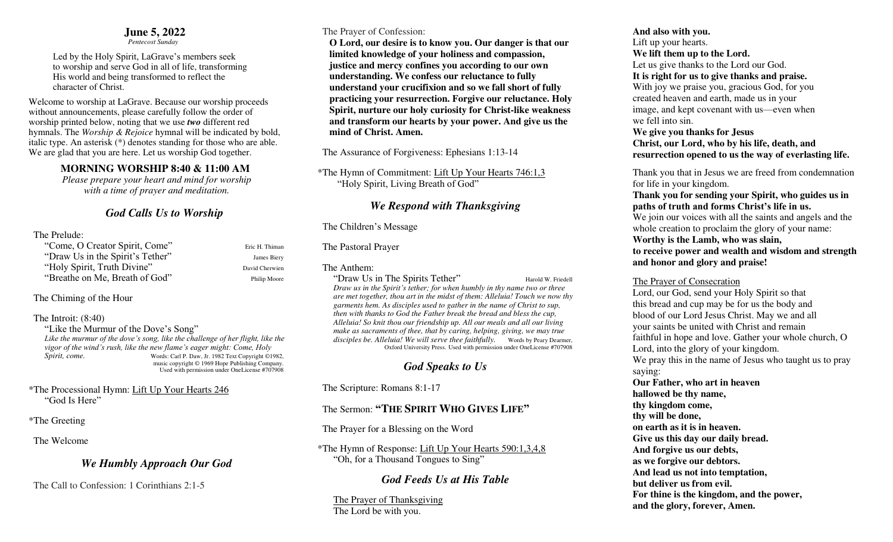# June 5, 2022

*Pentecost Sunday*

Led by the Holy Spirit, LaGrave's members seek to worship and serve God in all of life, transforming His world and being transformed to reflect the character of Christ.

Welcome to worship at LaGrave. Because our worship proceeds without announcements, please carefully follow the order of worship printed below, noting that we use ***two*** different red hymnals. The *Worship & Rejoice* hymnal will be indicated by bold, italic type. An asterisk (*) denotes standing for those who are able. We are glad that you are here. Let us worship God together.

## MORNING WORSHIP 8:40 & 11:00 AM

*Please prepare your heart and mind for worship with a time of prayer and meditation.*

## *God Calls Us to Worship*

The Prelude:

"Come, O Creator Spirit, Come" — Eric H. Thiman
"Draw Us in the Spirit's Tether" — James Biery
"Holy Spirit, Truth Divine" — David Cherwien
"Breathe on Me, Breath of God" — Philip Moore

The Chiming of the Hour

The Introit: (8:40)

"Like the Murmur of the Dove's Song"

*Like the murmur of the dove's song, like the challenge of her flight, like the vigor of the wind's rush, like the new flame's eager might: Come, Holy Spirit, come.*

Words: Carl P. Daw, Jr. 1982 Text Copyright ©1982, music copyright © 1969 Hope Publishing Company. Used with permission under OneLicense #707908

*The Processional Hymn: Lift Up Your Hearts 246
"God Is Here"

*The Greeting

The Welcome

## *We Humbly Approach Our God*

The Call to Confession: 1 Corinthians 2:1-5

The Prayer of Confession:

**O Lord, our desire is to know you. Our danger is that our limited knowledge of your holiness and compassion, justice and mercy confines you according to our own understanding. We confess our reluctance to fully understand your crucifixion and so we fall short of fully practicing your resurrection. Forgive our reluctance. Holy Spirit, nurture our holy curiosity for Christ-like weakness and transform our hearts by your power. And give us the mind of Christ. Amen.**

The Assurance of Forgiveness: Ephesians 1:13-14

*The Hymn of Commitment: Lift Up Your Hearts 746:1,3
"Holy Spirit, Living Breath of God"

## *We Respond with Thanksgiving*

The Children's Message

The Pastoral Prayer

The Anthem:

"Draw Us in The Spirits Tether" — Harold W. Friedell

*Draw us in the Spirit's tether; for when humbly in thy name two or three are met together, thou art in the midst of them: Alleluia! Touch we now thy garments hem. As disciples used to gather in the name of Christ to sup, then with thanks to God the Father break the bread and bless the cup, Alleluia! So knit thou our friendship up. All our meals and all our living make as sacraments of thee, that by caring, helping, giving, we may true disciples be. Alleluia! We will serve thee faithfully.*

Words by Peary Dearmer, Oxford University Press. Used with permission under OneLicense #707908

## *God Speaks to Us*

The Scripture: Romans 8:1-17

The Sermon: **"THE SPIRIT WHO GIVES LIFE"**

The Prayer for a Blessing on the Word

*The Hymn of Response: Lift Up Your Hearts 590:1,3,4,8
"Oh, for a Thousand Tongues to Sing"

## *God Feeds Us at His Table*

The Prayer of Thanksgiving

The Lord be with you.
**And also with you.**
Lift up your hearts.
**We lift them up to the Lord.**
Let us give thanks to the Lord our God.
**It is right for us to give thanks and praise.**
With joy we praise you, gracious God, for you created heaven and earth, made us in your image, and kept covenant with us—even when we fell into sin.
**We give you thanks for Jesus Christ, our Lord, who by his life, death, and resurrection opened to us the way of everlasting life.**

Thank you that in Jesus we are freed from condemnation for life in your kingdom.
**Thank you for sending your Spirit, who guides us in paths of truth and forms Christ's life in us.**
We join our voices with all the saints and angels and the whole creation to proclaim the glory of your name:
**Worthy is the Lamb, who was slain, to receive power and wealth and wisdom and strength and honor and glory and praise!**

The Prayer of Consecration

Lord, our God, send your Holy Spirit so that this bread and cup may be for us the body and blood of our Lord Jesus Christ. May we and all your saints be united with Christ and remain faithful in hope and love. Gather your whole church, O Lord, into the glory of your kingdom.
We pray this in the name of Jesus who taught us to pray saying:
**Our Father, who art in heaven
hallowed be thy name,
thy kingdom come,
thy will be done,
on earth as it is in heaven.
Give us this day our daily bread.
And forgive us our debts,
as we forgive our debtors.
And lead us not into temptation,
but deliver us from evil.
For thine is the kingdom, and the power,
and the glory, forever, Amen.**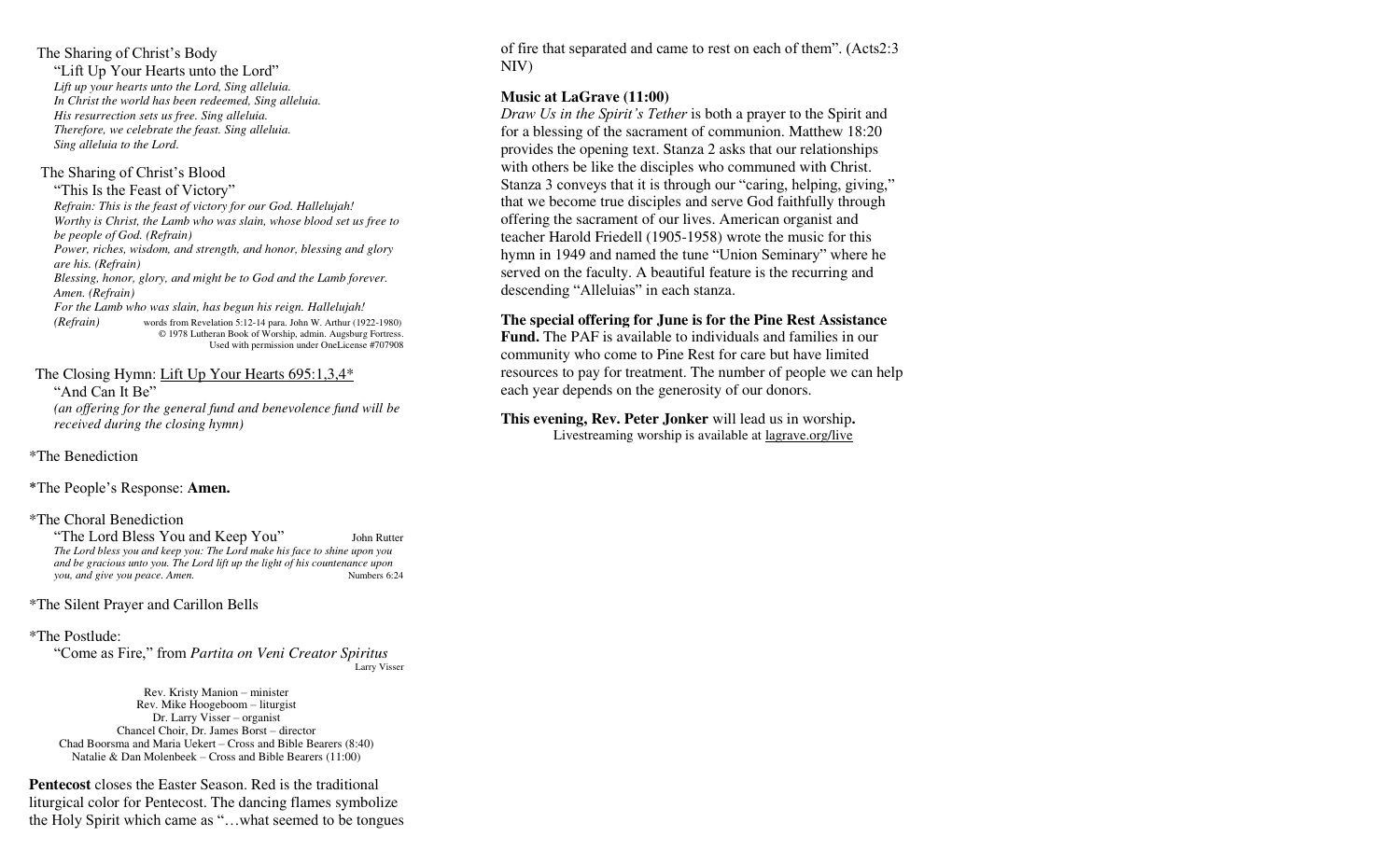The Sharing of Christ's Body

"Lift Up Your Hearts unto the Lord"

*Lift up your hearts unto the Lord, Sing alleluia.*
*In Christ the world has been redeemed, Sing alleluia.*
*His resurrection sets us free. Sing alleluia.*
*Therefore, we celebrate the feast. Sing alleluia.*
*Sing alleluia to the Lord.*

The Sharing of Christ's Blood

"This Is the Feast of Victory"

*Refrain: This is the feast of victory for our God. Hallelujah!*
*Worthy is Christ, the Lamb who was slain, whose blood set us free to be people of God. (Refrain)*
*Power, riches, wisdom, and strength, and honor, blessing and glory are his. (Refrain)*
*Blessing, honor, glory, and might be to God and the Lamb forever. Amen. (Refrain)*
*For the Lamb who was slain, has begun his reign. Hallelujah!*
*(Refrain)*

words from Revelation 5:12-14 para. John W. Arthur (1922-1980)
© 1978 Lutheran Book of Worship, admin. Augsburg Fortress.
Used with permission under OneLicense #707908

The Closing Hymn: Lift Up Your Hearts 695:1,3,4*

"And Can It Be"

*(an offering for the general fund and benevolence fund will be received during the closing hymn)*

*The Benediction

*The People's Response: **Amen.**

*The Choral Benediction

"The Lord Bless You and Keep You" — John Rutter

*The Lord bless you and keep you: The Lord make his face to shine upon you and be gracious unto you. The Lord lift up the light of his countenance upon you, and give you peace. Amen.* — Numbers 6:24

*The Silent Prayer and Carillon Bells

*The Postlude:

"Come as Fire," from *Partita on Veni Creator Spiritus* — Larry Visser

Rev. Kristy Manion – minister
Rev. Mike Hoogeboom – liturgist
Dr. Larry Visser – organist
Chancel Choir, Dr. James Borst – director
Chad Boorsma and Maria Uekert – Cross and Bible Bearers (8:40)
Natalie & Dan Molenbeek – Cross and Bible Bearers (11:00)

**Pentecost** closes the Easter Season. Red is the traditional liturgical color for Pentecost. The dancing flames symbolize the Holy Spirit which came as "…what seemed to be tongues of fire that separated and came to rest on each of them". (Acts2:3 NIV)

**Music at LaGrave (11:00)**

*Draw Us in the Spirit's Tether* is both a prayer to the Spirit and for a blessing of the sacrament of communion. Matthew 18:20 provides the opening text. Stanza 2 asks that our relationships with others be like the disciples who communed with Christ. Stanza 3 conveys that it is through our "caring, helping, giving," that we become true disciples and serve God faithfully through offering the sacrament of our lives. American organist and teacher Harold Friedell (1905-1958) wrote the music for this hymn in 1949 and named the tune "Union Seminary" where he served on the faculty. A beautiful feature is the recurring and descending "Alleluias" in each stanza.

**The special offering for June is for the Pine Rest Assistance Fund.** The PAF is available to individuals and families in our community who come to Pine Rest for care but have limited resources to pay for treatment. The number of people we can help each year depends on the generosity of our donors.

**This evening, Rev. Peter Jonker** will lead us in worship**.**
Livestreaming worship is available at lagrave.org/live